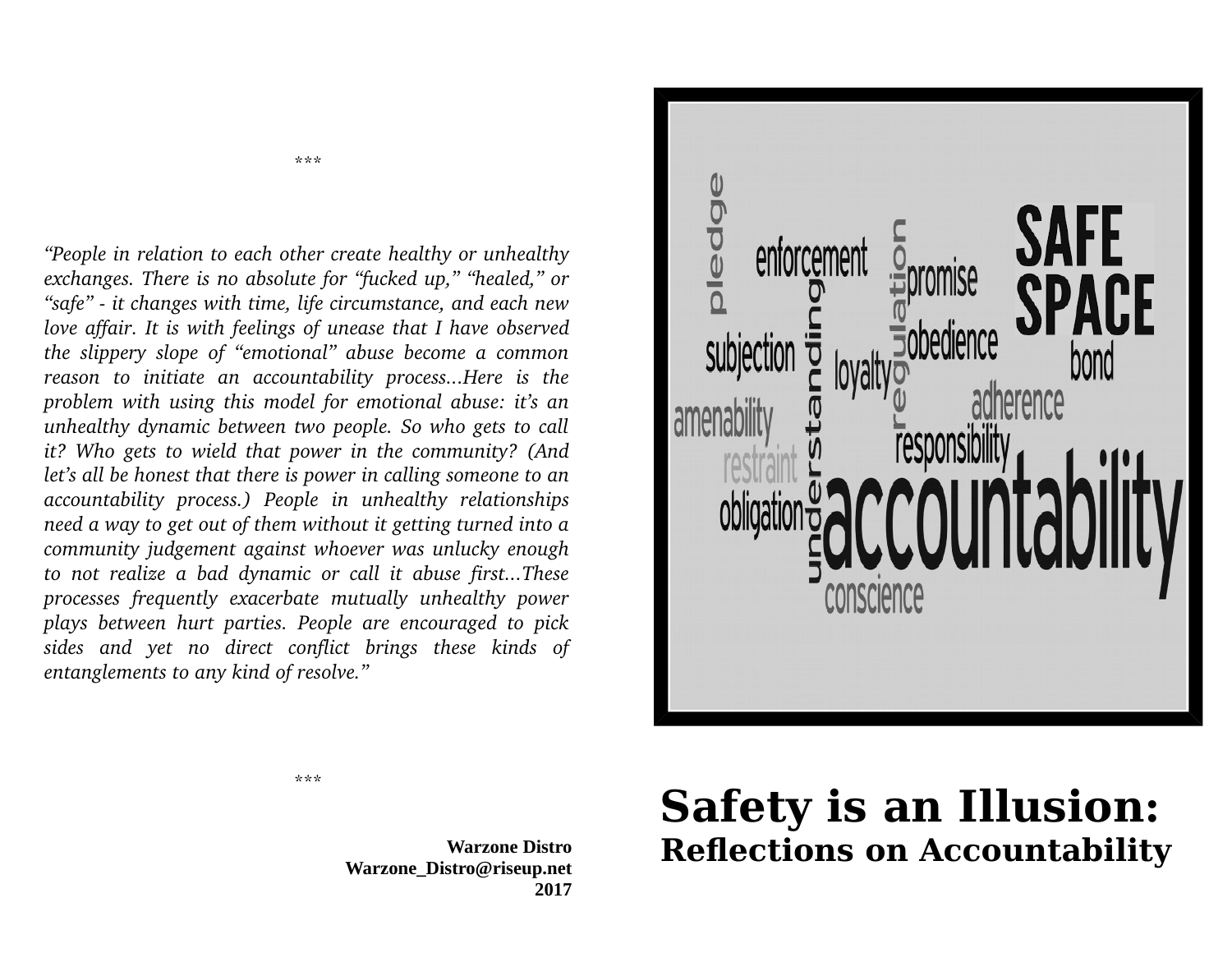***

*"People in relation to each other create healthy or unhealthy exchanges. There is no absolute for "fucked up," "healed," or "safe" - it changes with time, life circumstance, and each new love affair. It is with feelings of unease that I have observed the slippery slope of "emotional" abuse become a common reason to initiate an accountability process...Here is the problem with using this model for emotional abuse: it's an unhealthy dynamic between two people. So who gets to call it? Who gets to wield that power in the community? (And let's all be honest that there is power in calling someone to an accountability process.) People in unhealthy relationships need a way to get out of them without it getting turned into a community judgement against whoever was unlucky enough to not realize a bad dynamic or call it abuse first...These processes frequently exacerbate mutually unhealthy power plays between hurt parties. People are encouraged to pick sides and yet no direct conflict brings these kinds of entanglements to any kind of resolve."*

***

**Warzone Distro**
**Warzone_Distro@riseup.net**
**2017**

# Safety is an Illusion:
## Reflections on Accountability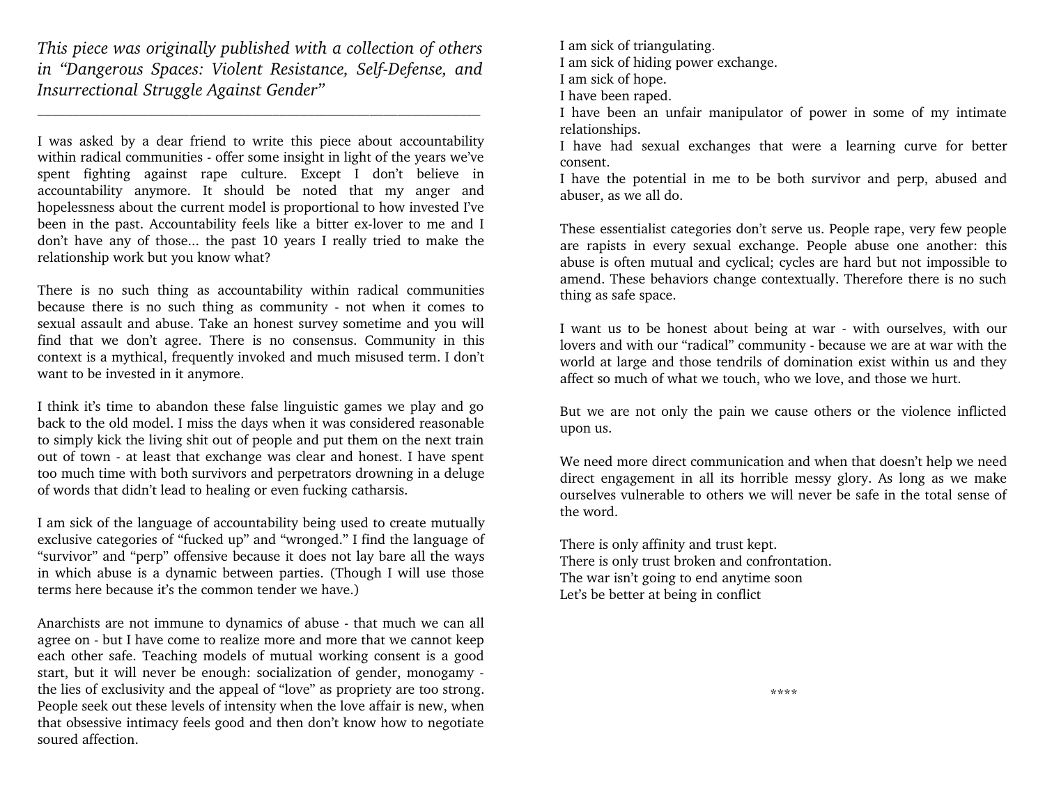*This piece was originally published with a collection of others in "Dangerous Spaces: Violent Resistance, Self-Defense, and Insurrectional Struggle Against Gender"*

---

I was asked by a dear friend to write this piece about accountability within radical communities - offer some insight in light of the years we've spent fighting against rape culture. Except I don't believe in accountability anymore. It should be noted that my anger and hopelessness about the current model is proportional to how invested I've been in the past. Accountability feels like a bitter ex-lover to me and I don't have any of those... the past 10 years I really tried to make the relationship work but you know what?

There is no such thing as accountability within radical communities because there is no such thing as community - not when it comes to sexual assault and abuse. Take an honest survey sometime and you will find that we don't agree. There is no consensus. Community in this context is a mythical, frequently invoked and much misused term. I don't want to be invested in it anymore.

I think it's time to abandon these false linguistic games we play and go back to the old model. I miss the days when it was considered reasonable to simply kick the living shit out of people and put them on the next train out of town - at least that exchange was clear and honest. I have spent too much time with both survivors and perpetrators drowning in a deluge of words that didn't lead to healing or even fucking catharsis.

I am sick of the language of accountability being used to create mutually exclusive categories of "fucked up" and "wronged." I find the language of "survivor" and "perp" offensive because it does not lay bare all the ways in which abuse is a dynamic between parties. (Though I will use those terms here because it's the common tender we have.)

Anarchists are not immune to dynamics of abuse - that much we can all agree on - but I have come to realize more and more that we cannot keep each other safe. Teaching models of mutual working consent is a good start, but it will never be enough: socialization of gender, monogamy - the lies of exclusivity and the appeal of "love" as propriety are too strong. People seek out these levels of intensity when the love affair is new, when that obsessive intimacy feels good and then don't know how to negotiate soured affection.

I am sick of triangulating.  
I am sick of hiding power exchange.  
I am sick of hope.  
I have been raped.  
I have been an unfair manipulator of power in some of my intimate relationships.  
I have had sexual exchanges that were a learning curve for better consent.  
I have the potential in me to be both survivor and perp, abused and abuser, as we all do.

These essentialist categories don't serve us. People rape, very few people are rapists in every sexual exchange. People abuse one another: this abuse is often mutual and cyclical; cycles are hard but not impossible to amend. These behaviors change contextually. Therefore there is no such thing as safe space.

I want us to be honest about being at war - with ourselves, with our lovers and with our "radical" community - because we are at war with the world at large and those tendrils of domination exist within us and they affect so much of what we touch, who we love, and those we hurt.

But we are not only the pain we cause others or the violence inflicted upon us.

We need more direct communication and when that doesn't help we need direct engagement in all its horrible messy glory. As long as we make ourselves vulnerable to others we will never be safe in the total sense of the word.

There is only affinity and trust kept.  
There is only trust broken and confrontation.  
The war isn't going to end anytime soon  
Let's be better at being in conflict

\*\*\*\*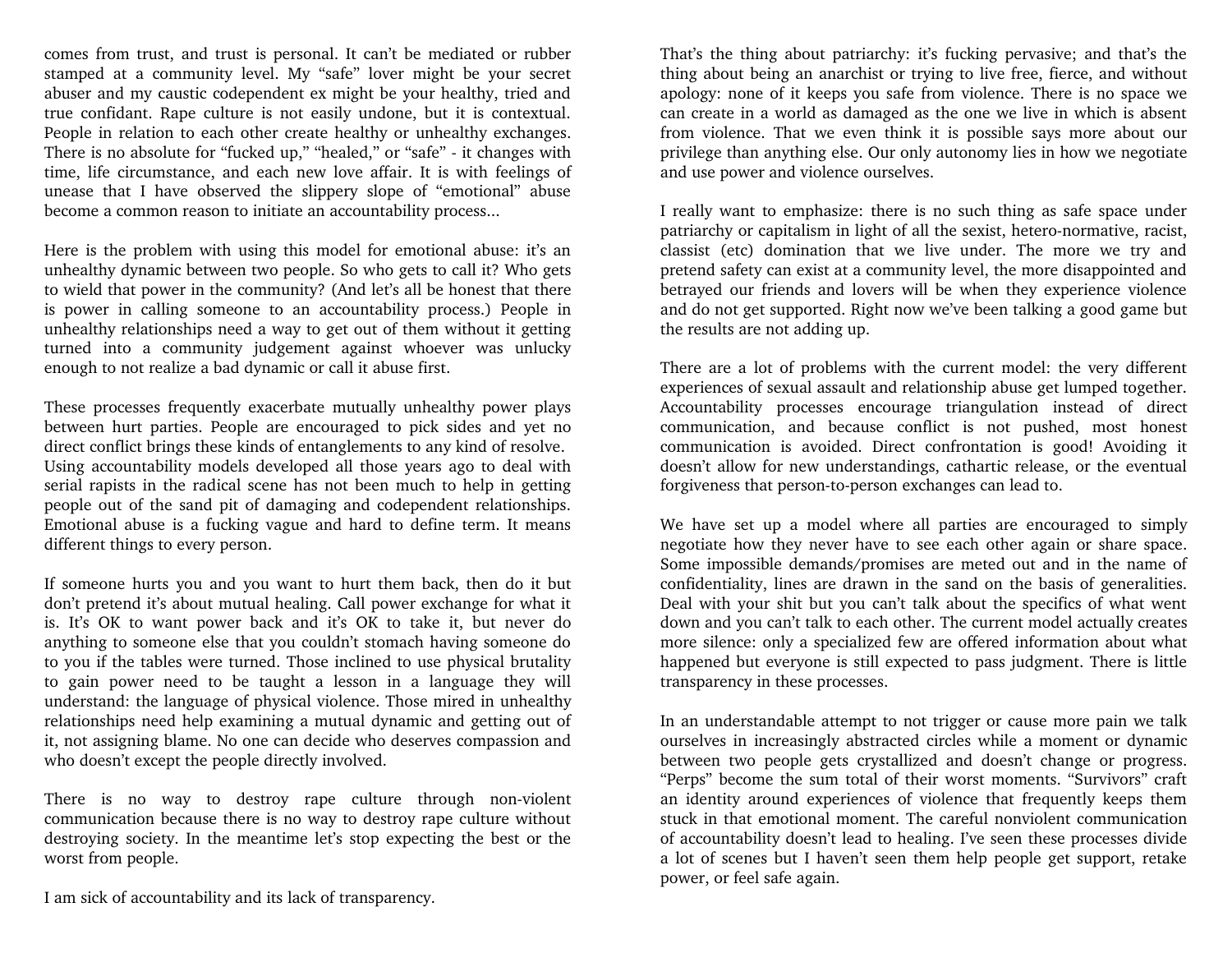comes from trust, and trust is personal. It can't be mediated or rubber stamped at a community level. My "safe" lover might be your secret abuser and my caustic codependent ex might be your healthy, tried and true confidant. Rape culture is not easily undone, but it is contextual. People in relation to each other create healthy or unhealthy exchanges. There is no absolute for "fucked up," "healed," or "safe" - it changes with time, life circumstance, and each new love affair. It is with feelings of unease that I have observed the slippery slope of "emotional" abuse become a common reason to initiate an accountability process...

Here is the problem with using this model for emotional abuse: it's an unhealthy dynamic between two people. So who gets to call it? Who gets to wield that power in the community? (And let's all be honest that there is power in calling someone to an accountability process.) People in unhealthy relationships need a way to get out of them without it getting turned into a community judgement against whoever was unlucky enough to not realize a bad dynamic or call it abuse first.

These processes frequently exacerbate mutually unhealthy power plays between hurt parties. People are encouraged to pick sides and yet no direct conflict brings these kinds of entanglements to any kind of resolve. Using accountability models developed all those years ago to deal with serial rapists in the radical scene has not been much to help in getting people out of the sand pit of damaging and codependent relationships. Emotional abuse is a fucking vague and hard to define term. It means different things to every person.

If someone hurts you and you want to hurt them back, then do it but don't pretend it's about mutual healing. Call power exchange for what it is. It's OK to want power back and it's OK to take it, but never do anything to someone else that you couldn't stomach having someone do to you if the tables were turned. Those inclined to use physical brutality to gain power need to be taught a lesson in a language they will understand: the language of physical violence. Those mired in unhealthy relationships need help examining a mutual dynamic and getting out of it, not assigning blame. No one can decide who deserves compassion and who doesn't except the people directly involved.

There is no way to destroy rape culture through non-violent communication because there is no way to destroy rape culture without destroying society. In the meantime let's stop expecting the best or the worst from people.

I am sick of accountability and its lack of transparency.

That's the thing about patriarchy: it's fucking pervasive; and that's the thing about being an anarchist or trying to live free, fierce, and without apology: none of it keeps you safe from violence. There is no space we can create in a world as damaged as the one we live in which is absent from violence. That we even think it is possible says more about our privilege than anything else. Our only autonomy lies in how we negotiate and use power and violence ourselves.

I really want to emphasize: there is no such thing as safe space under patriarchy or capitalism in light of all the sexist, hetero-normative, racist, classist (etc) domination that we live under. The more we try and pretend safety can exist at a community level, the more disappointed and betrayed our friends and lovers will be when they experience violence and do not get supported. Right now we've been talking a good game but the results are not adding up.

There are a lot of problems with the current model: the very different experiences of sexual assault and relationship abuse get lumped together. Accountability processes encourage triangulation instead of direct communication, and because conflict is not pushed, most honest communication is avoided. Direct confrontation is good! Avoiding it doesn't allow for new understandings, cathartic release, or the eventual forgiveness that person-to-person exchanges can lead to.

We have set up a model where all parties are encouraged to simply negotiate how they never have to see each other again or share space. Some impossible demands/promises are meted out and in the name of confidentiality, lines are drawn in the sand on the basis of generalities. Deal with your shit but you can't talk about the specifics of what went down and you can't talk to each other. The current model actually creates more silence: only a specialized few are offered information about what happened but everyone is still expected to pass judgment. There is little transparency in these processes.

In an understandable attempt to not trigger or cause more pain we talk ourselves in increasingly abstracted circles while a moment or dynamic between two people gets crystallized and doesn't change or progress. "Perps" become the sum total of their worst moments. "Survivors" craft an identity around experiences of violence that frequently keeps them stuck in that emotional moment. The careful nonviolent communication of accountability doesn't lead to healing. I've seen these processes divide a lot of scenes but I haven't seen them help people get support, retake power, or feel safe again.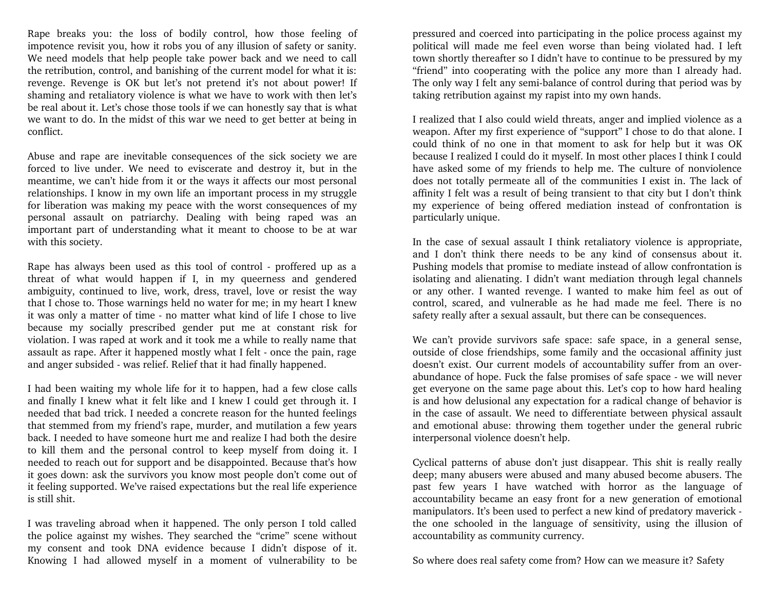Rape breaks you: the loss of bodily control, how those feeling of impotence revisit you, how it robs you of any illusion of safety or sanity. We need models that help people take power back and we need to call the retribution, control, and banishing of the current model for what it is: revenge. Revenge is OK but let's not pretend it's not about power! If shaming and retaliatory violence is what we have to work with then let's be real about it. Let's chose those tools if we can honestly say that is what we want to do. In the midst of this war we need to get better at being in conflict.

Abuse and rape are inevitable consequences of the sick society we are forced to live under. We need to eviscerate and destroy it, but in the meantime, we can't hide from it or the ways it affects our most personal relationships. I know in my own life an important process in my struggle for liberation was making my peace with the worst consequences of my personal assault on patriarchy. Dealing with being raped was an important part of understanding what it meant to choose to be at war with this society.

Rape has always been used as this tool of control - proffered up as a threat of what would happen if I, in my queerness and gendered ambiguity, continued to live, work, dress, travel, love or resist the way that I chose to. Those warnings held no water for me; in my heart I knew it was only a matter of time - no matter what kind of life I chose to live because my socially prescribed gender put me at constant risk for violation. I was raped at work and it took me a while to really name that assault as rape. After it happened mostly what I felt - once the pain, rage and anger subsided - was relief. Relief that it had finally happened.

I had been waiting my whole life for it to happen, had a few close calls and finally I knew what it felt like and I knew I could get through it. I needed that bad trick. I needed a concrete reason for the hunted feelings that stemmed from my friend's rape, murder, and mutilation a few years back. I needed to have someone hurt me and realize I had both the desire to kill them and the personal control to keep myself from doing it. I needed to reach out for support and be disappointed. Because that's how it goes down: ask the survivors you know most people don't come out of it feeling supported. We've raised expectations but the real life experience is still shit.

I was traveling abroad when it happened. The only person I told called the police against my wishes. They searched the "crime" scene without my consent and took DNA evidence because I didn't dispose of it. Knowing I had allowed myself in a moment of vulnerability to be pressured and coerced into participating in the police process against my political will made me feel even worse than being violated had. I left town shortly thereafter so I didn't have to continue to be pressured by my "friend" into cooperating with the police any more than I already had. The only way I felt any semi-balance of control during that period was by taking retribution against my rapist into my own hands.

I realized that I also could wield threats, anger and implied violence as a weapon. After my first experience of "support" I chose to do that alone. I could think of no one in that moment to ask for help but it was OK because I realized I could do it myself. In most other places I think I could have asked some of my friends to help me. The culture of nonviolence does not totally permeate all of the communities I exist in. The lack of affinity I felt was a result of being transient to that city but I don't think my experience of being offered mediation instead of confrontation is particularly unique.

In the case of sexual assault I think retaliatory violence is appropriate, and I don't think there needs to be any kind of consensus about it. Pushing models that promise to mediate instead of allow confrontation is isolating and alienating. I didn't want mediation through legal channels or any other. I wanted revenge. I wanted to make him feel as out of control, scared, and vulnerable as he had made me feel. There is no safety really after a sexual assault, but there can be consequences.

We can't provide survivors safe space: safe space, in a general sense, outside of close friendships, some family and the occasional affinity just doesn't exist. Our current models of accountability suffer from an over-abundance of hope. Fuck the false promises of safe space - we will never get everyone on the same page about this. Let's cop to how hard healing is and how delusional any expectation for a radical change of behavior is in the case of assault. We need to differentiate between physical assault and emotional abuse: throwing them together under the general rubric interpersonal violence doesn't help.

Cyclical patterns of abuse don't just disappear. This shit is really really deep; many abusers were abused and many abused become abusers. The past few years I have watched with horror as the language of accountability became an easy front for a new generation of emotional manipulators. It's been used to perfect a new kind of predatory maverick - the one schooled in the language of sensitivity, using the illusion of accountability as community currency.

So where does real safety come from? How can we measure it? Safety